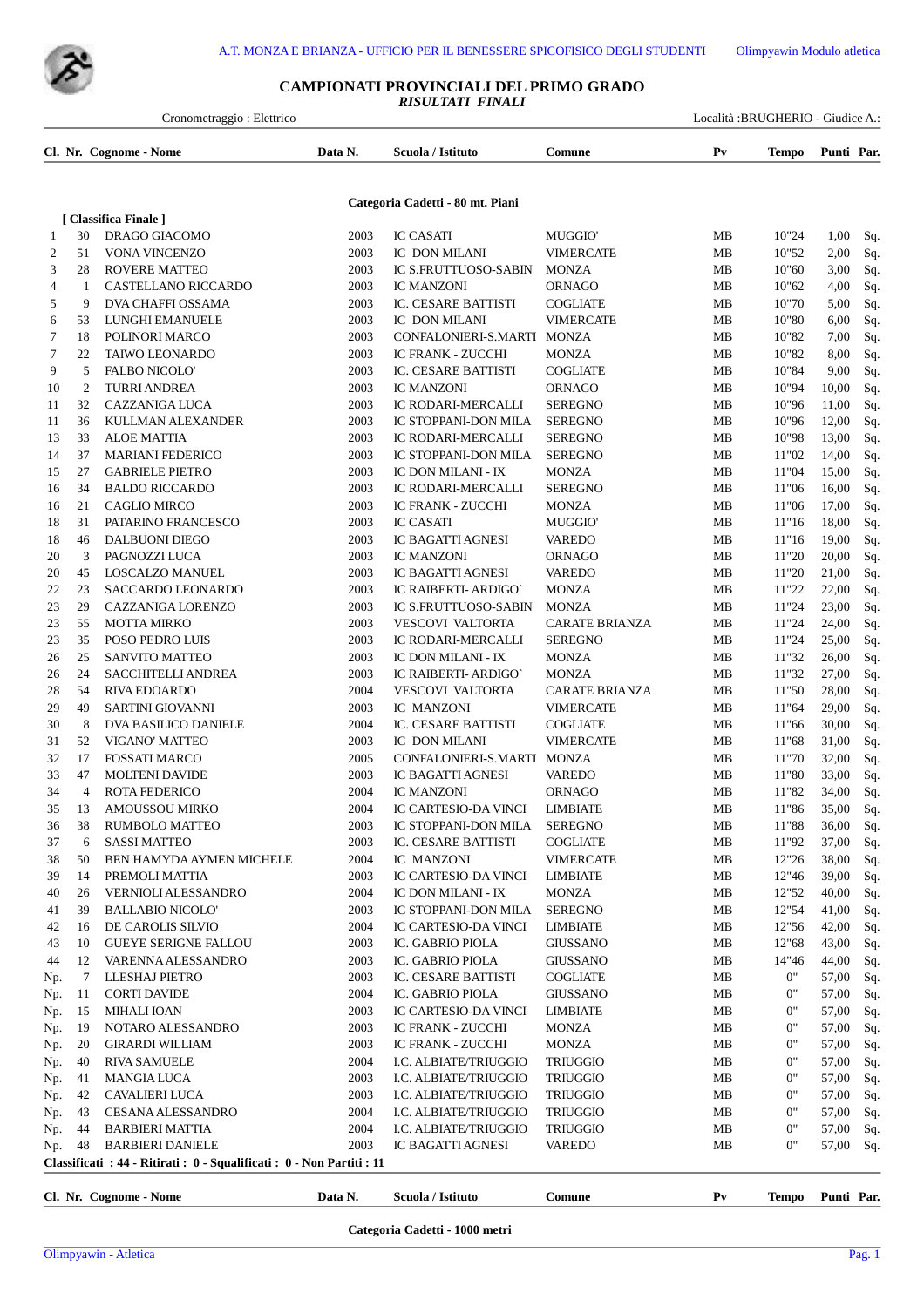A.T. MONZA E BRIANZA - UFFICIO PER IL BENESSERE SPICOFISICO DEGLI STUDENTI — Olimpyawin Modulo atletica

# CAMPIONATI PROVINCIALI DEL PRIMO GRADO

*RISULTATI FINALI*

Cronometraggio : Elettrico — Località :BRUGHERIO - Giudice A.:

## Categoria Cadetti - 80 mt. Piani

**[ Classifica Finale ]**

| Cl. | Nr. | Cognome - Nome | Data N. | Scuola / Istituto | Comune | Pv | Tempo | Punti | Par. |
|---|---|---|---|---|---|---|---|---|---|
| 1 | 30 | DRAGO GIACOMO | 2003 | IC CASATI | MUGGIO' | MB | 10"24 | 1,00 | Sq. |
| 2 | 51 | VONA VINCENZO | 2003 | IC DON MILANI | VIMERCATE | MB | 10"52 | 2,00 | Sq. |
| 3 | 28 | ROVERE MATTEO | 2003 | IC S.FRUTTUOSO-SABIN | MONZA | MB | 10"60 | 3,00 | Sq. |
| 4 | 1 | CASTELLANO RICCARDO | 2003 | IC MANZONI | ORNAGO | MB | 10"62 | 4,00 | Sq. |
| 5 | 9 | DVA CHAFFI OSSAMA | 2003 | IC. CESARE BATTISTI | COGLIATE | MB | 10"70 | 5,00 | Sq. |
| 6 | 53 | LUNGHI EMANUELE | 2003 | IC DON MILANI | VIMERCATE | MB | 10"80 | 6,00 | Sq. |
| 7 | 18 | POLINORI MARCO | 2003 | CONFALONIERI-S.MARTI | MONZA | MB | 10"82 | 7,00 | Sq. |
| 7 | 22 | TAIWO LEONARDO | 2003 | IC FRANK - ZUCCHI | MONZA | MB | 10"82 | 8,00 | Sq. |
| 9 | 5 | FALBO NICOLO' | 2003 | IC. CESARE BATTISTI | COGLIATE | MB | 10"84 | 9,00 | Sq. |
| 10 | 2 | TURRI ANDREA | 2003 | IC MANZONI | ORNAGO | MB | 10"94 | 10,00 | Sq. |
| 11 | 32 | CAZZANIGA LUCA | 2003 | IC RODARI-MERCALLI | SEREGNO | MB | 10"96 | 11,00 | Sq. |
| 11 | 36 | KULLMAN ALEXANDER | 2003 | IC STOPPANI-DON MILA | SEREGNO | MB | 10"96 | 12,00 | Sq. |
| 13 | 33 | ALOE MATTIA | 2003 | IC RODARI-MERCALLI | SEREGNO | MB | 10"98 | 13,00 | Sq. |
| 14 | 37 | MARIANI FEDERICO | 2003 | IC STOPPANI-DON MILA | SEREGNO | MB | 11"02 | 14,00 | Sq. |
| 15 | 27 | GABRIELE PIETRO | 2003 | IC DON MILANI - IX | MONZA | MB | 11"04 | 15,00 | Sq. |
| 16 | 34 | BALDO RICCARDO | 2003 | IC RODARI-MERCALLI | SEREGNO | MB | 11"06 | 16,00 | Sq. |
| 16 | 21 | CAGLIO MIRCO | 2003 | IC FRANK - ZUCCHI | MONZA | MB | 11"06 | 17,00 | Sq. |
| 18 | 31 | PATARINO FRANCESCO | 2003 | IC CASATI | MUGGIO' | MB | 11"16 | 18,00 | Sq. |
| 18 | 46 | DALBUONI DIEGO | 2003 | IC BAGATTI AGNESI | VAREDO | MB | 11"16 | 19,00 | Sq. |
| 20 | 3 | PAGNOZZI LUCA | 2003 | IC MANZONI | ORNAGO | MB | 11"20 | 20,00 | Sq. |
| 20 | 45 | LOSCALZO MANUEL | 2003 | IC BAGATTI AGNESI | VAREDO | MB | 11"20 | 21,00 | Sq. |
| 22 | 23 | SACCARDO LEONARDO | 2003 | IC RAIBERTI- ARDIGO` | MONZA | MB | 11"22 | 22,00 | Sq. |
| 23 | 29 | CAZZANIGA LORENZO | 2003 | IC S.FRUTTUOSO-SABIN | MONZA | MB | 11"24 | 23,00 | Sq. |
| 23 | 55 | MOTTA MIRKO | 2003 | VESCOVI VALTORTA | CARATE BRIANZA | MB | 11"24 | 24,00 | Sq. |
| 23 | 35 | POSO PEDRO LUIS | 2003 | IC RODARI-MERCALLI | SEREGNO | MB | 11"24 | 25,00 | Sq. |
| 26 | 25 | SANVITO MATTEO | 2003 | IC DON MILANI - IX | MONZA | MB | 11"32 | 26,00 | Sq. |
| 26 | 24 | SACCHITELLI ANDREA | 2003 | IC RAIBERTI- ARDIGO` | MONZA | MB | 11"32 | 27,00 | Sq. |
| 28 | 54 | RIVA EDOARDO | 2004 | VESCOVI VALTORTA | CARATE BRIANZA | MB | 11"50 | 28,00 | Sq. |
| 29 | 49 | SARTINI GIOVANNI | 2003 | IC MANZONI | VIMERCATE | MB | 11"64 | 29,00 | Sq. |
| 30 | 8 | DVA BASILICO DANIELE | 2004 | IC. CESARE BATTISTI | COGLIATE | MB | 11"66 | 30,00 | Sq. |
| 31 | 52 | VIGANO' MATTEO | 2003 | IC DON MILANI | VIMERCATE | MB | 11"68 | 31,00 | Sq. |
| 32 | 17 | FOSSATI MARCO | 2005 | CONFALONIERI-S.MARTI | MONZA | MB | 11"70 | 32,00 | Sq. |
| 33 | 47 | MOLTENI DAVIDE | 2003 | IC BAGATTI AGNESI | VAREDO | MB | 11"80 | 33,00 | Sq. |
| 34 | 4 | ROTA FEDERICO | 2004 | IC MANZONI | ORNAGO | MB | 11"82 | 34,00 | Sq. |
| 35 | 13 | AMOUSSOU MIRKO | 2004 | IC CARTESIO-DA VINCI | LIMBIATE | MB | 11"86 | 35,00 | Sq. |
| 36 | 38 | RUMBOLO MATTEO | 2003 | IC STOPPANI-DON MILA | SEREGNO | MB | 11"88 | 36,00 | Sq. |
| 37 | 6 | SASSI MATTEO | 2003 | IC. CESARE BATTISTI | COGLIATE | MB | 11"92 | 37,00 | Sq. |
| 38 | 50 | BEN HAMYDA AYMEN MICHELE | 2004 | IC MANZONI | VIMERCATE | MB | 12"26 | 38,00 | Sq. |
| 39 | 14 | PREMOLI MATTIA | 2003 | IC CARTESIO-DA VINCI | LIMBIATE | MB | 12"46 | 39,00 | Sq. |
| 40 | 26 | VERNIOLI ALESSANDRO | 2004 | IC DON MILANI - IX | MONZA | MB | 12"52 | 40,00 | Sq. |
| 41 | 39 | BALLABIO NICOLO' | 2003 | IC STOPPANI-DON MILA | SEREGNO | MB | 12"54 | 41,00 | Sq. |
| 42 | 16 | DE CAROLIS SILVIO | 2004 | IC CARTESIO-DA VINCI | LIMBIATE | MB | 12"56 | 42,00 | Sq. |
| 43 | 10 | GUEYE SERIGNE FALLOU | 2003 | IC. GABRIO PIOLA | GIUSSANO | MB | 12"68 | 43,00 | Sq. |
| 44 | 12 | VARENNA ALESSANDRO | 2003 | IC. GABRIO PIOLA | GIUSSANO | MB | 14"46 | 44,00 | Sq. |
| Np. | 7 | LLESHAJ PIETRO | 2003 | IC. CESARE BATTISTI | COGLIATE | MB | 0" | 57,00 | Sq. |
| Np. | 11 | CORTI DAVIDE | 2004 | IC. GABRIO PIOLA | GIUSSANO | MB | 0" | 57,00 | Sq. |
| Np. | 15 | MIHALI IOAN | 2003 | IC CARTESIO-DA VINCI | LIMBIATE | MB | 0" | 57,00 | Sq. |
| Np. | 19 | NOTARO ALESSANDRO | 2003 | IC FRANK - ZUCCHI | MONZA | MB | 0" | 57,00 | Sq. |
| Np. | 20 | GIRARDI WILLIAM | 2003 | IC FRANK - ZUCCHI | MONZA | MB | 0" | 57,00 | Sq. |
| Np. | 40 | RIVA SAMUELE | 2004 | I.C. ALBIATE/TRIUGGIO | TRIUGGIO | MB | 0" | 57,00 | Sq. |
| Np. | 41 | MANGIA LUCA | 2003 | I.C. ALBIATE/TRIUGGIO | TRIUGGIO | MB | 0" | 57,00 | Sq. |
| Np. | 42 | CAVALIERI LUCA | 2003 | I.C. ALBIATE/TRIUGGIO | TRIUGGIO | MB | 0" | 57,00 | Sq. |
| Np. | 43 | CESANA ALESSANDRO | 2004 | I.C. ALBIATE/TRIUGGIO | TRIUGGIO | MB | 0" | 57,00 | Sq. |
| Np. | 44 | BARBIERI MATTIA | 2004 | I.C. ALBIATE/TRIUGGIO | TRIUGGIO | MB | 0" | 57,00 | Sq. |
| Np. | 48 | BARBIERI DANIELE | 2003 | IC BAGATTI AGNESI | VAREDO | MB | 0" | 57,00 | Sq. |

**Classificati : 44 - Ritirati : 0 - Squalificati : 0 - Non Partiti : 11**

| Cl. | Nr. | Cognome - Nome | Data N. | Scuola / Istituto | Comune | Pv | Tempo | Punti | Par. |
|---|---|---|---|---|---|---|---|---|---|

## Categoria Cadetti - 1000 metri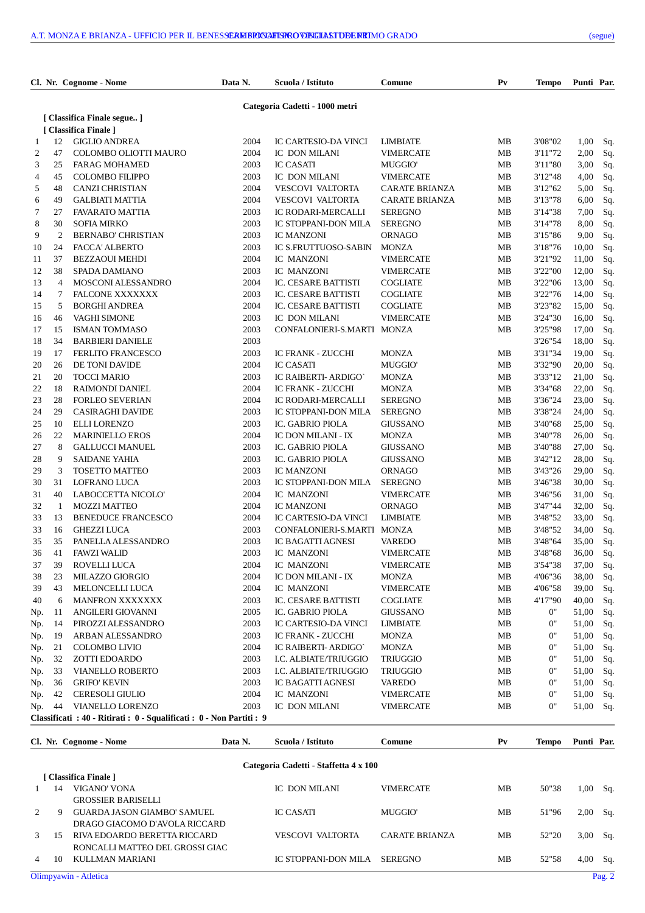## Categoria Cadetti - 1000 metri

[ Classifica Finale segue.. ]

[ Classifica Finale ]

| Cl. | Nr. | Cognome - Nome | Data N. | Scuola / Istituto | Comune | Pv | Tempo | Punti | Par. |
|---|---|---|---|---|---|---|---|---|---|
| 1 | 12 | GIGLIO ANDREA | 2004 | IC CARTESIO-DA VINCI | LIMBIATE | MB | 3'08"02 | 1,00 | Sq. |
| 2 | 47 | COLOMBO OLIOTTI MAURO | 2004 | IC DON MILANI | VIMERCATE | MB | 3'11"72 | 2,00 | Sq. |
| 3 | 25 | FARAG MOHAMED | 2003 | IC CASATI | MUGGIO' | MB | 3'11"80 | 3,00 | Sq. |
| 4 | 45 | COLOMBO FILIPPO | 2003 | IC DON MILANI | VIMERCATE | MB | 3'12"48 | 4,00 | Sq. |
| 5 | 48 | CANZI CHRISTIAN | 2004 | VESCOVI VALTORTA | CARATE BRIANZA | MB | 3'12"62 | 5,00 | Sq. |
| 6 | 49 | GALBIATI MATTIA | 2004 | VESCOVI VALTORTA | CARATE BRIANZA | MB | 3'13"78 | 6,00 | Sq. |
| 7 | 27 | FAVARATO MATTIA | 2003 | IC RODARI-MERCALLI | SEREGNO | MB | 3'14"38 | 7,00 | Sq. |
| 8 | 30 | SOFIA MIRKO | 2003 | IC STOPPANI-DON MILA | SEREGNO | MB | 3'14"78 | 8,00 | Sq. |
| 9 | 2 | BERNABO' CHRISTIAN | 2003 | IC MANZONI | ORNAGO | MB | 3'15"86 | 9,00 | Sq. |
| 10 | 24 | FACCA' ALBERTO | 2003 | IC S.FRUTTUOSO-SABIN | MONZA | MB | 3'18"76 | 10,00 | Sq. |
| 11 | 37 | BEZZAOUI MEHDI | 2004 | IC MANZONI | VIMERCATE | MB | 3'21"92 | 11,00 | Sq. |
| 12 | 38 | SPADA DAMIANO | 2003 | IC MANZONI | VIMERCATE | MB | 3'22"00 | 12,00 | Sq. |
| 13 | 4 | MOSCONI ALESSANDRO | 2004 | IC. CESARE BATTISTI | COGLIATE | MB | 3'22"06 | 13,00 | Sq. |
| 14 | 7 | FALCONE XXXXXXX | 2003 | IC. CESARE BATTISTI | COGLIATE | MB | 3'22"76 | 14,00 | Sq. |
| 15 | 5 | BORGHI ANDREA | 2004 | IC. CESARE BATTISTI | COGLIATE | MB | 3'23"82 | 15,00 | Sq. |
| 16 | 46 | VAGHI SIMONE | 2003 | IC DON MILANI | VIMERCATE | MB | 3'24"30 | 16,00 | Sq. |
| 17 | 15 | ISMAN TOMMASO | 2003 | CONFALONIERI-S.MARTI | MONZA | MB | 3'25"98 | 17,00 | Sq. |
| 18 | 34 | BARBIERI DANIELE | 2003 | | | | 3'26"54 | 18,00 | Sq. |
| 19 | 17 | FERLITO FRANCESCO | 2003 | IC FRANK - ZUCCHI | MONZA | MB | 3'31"34 | 19,00 | Sq. |
| 20 | 26 | DE TONI DAVIDE | 2004 | IC CASATI | MUGGIO' | MB | 3'32"90 | 20,00 | Sq. |
| 21 | 20 | TOCCI MARIO | 2003 | IC RAIBERTI- ARDIGO` | MONZA | MB | 3'33"12 | 21,00 | Sq. |
| 22 | 18 | RAIMONDI DANIEL | 2004 | IC FRANK - ZUCCHI | MONZA | MB | 3'34"68 | 22,00 | Sq. |
| 23 | 28 | FORLEO SEVERIAN | 2004 | IC RODARI-MERCALLI | SEREGNO | MB | 3'36"24 | 23,00 | Sq. |
| 24 | 29 | CASIRAGHI DAVIDE | 2003 | IC STOPPANI-DON MILA | SEREGNO | MB | 3'38"24 | 24,00 | Sq. |
| 25 | 10 | ELLI LORENZO | 2003 | IC. GABRIO PIOLA | GIUSSANO | MB | 3'40"68 | 25,00 | Sq. |
| 26 | 22 | MARINIELLO EROS | 2004 | IC DON MILANI - IX | MONZA | MB | 3'40"78 | 26,00 | Sq. |
| 27 | 8 | GALLUCCI MANUEL | 2003 | IC. GABRIO PIOLA | GIUSSANO | MB | 3'40"88 | 27,00 | Sq. |
| 28 | 9 | SAIDANE YAHIA | 2003 | IC. GABRIO PIOLA | GIUSSANO | MB | 3'42"12 | 28,00 | Sq. |
| 29 | 3 | TOSETTO MATTEO | 2003 | IC MANZONI | ORNAGO | MB | 3'43"26 | 29,00 | Sq. |
| 30 | 31 | LOFRANO LUCA | 2003 | IC STOPPANI-DON MILA | SEREGNO | MB | 3'46"38 | 30,00 | Sq. |
| 31 | 40 | LABOCCETTA NICOLO' | 2004 | IC MANZONI | VIMERCATE | MB | 3'46"56 | 31,00 | Sq. |
| 32 | 1 | MOZZI MATTEO | 2004 | IC MANZONI | ORNAGO | MB | 3'47"44 | 32,00 | Sq. |
| 33 | 13 | BENEDUCE FRANCESCO | 2004 | IC CARTESIO-DA VINCI | LIMBIATE | MB | 3'48"52 | 33,00 | Sq. |
| 33 | 16 | GHEZZI LUCA | 2003 | CONFALONIERI-S.MARTI | MONZA | MB | 3'48"52 | 34,00 | Sq. |
| 35 | 35 | PANELLA ALESSANDRO | 2003 | IC BAGATTI AGNESI | VAREDO | MB | 3'48"64 | 35,00 | Sq. |
| 36 | 41 | FAWZI WALID | 2003 | IC MANZONI | VIMERCATE | MB | 3'48"68 | 36,00 | Sq. |
| 37 | 39 | ROVELLI LUCA | 2004 | IC MANZONI | VIMERCATE | MB | 3'54"38 | 37,00 | Sq. |
| 38 | 23 | MILAZZO GIORGIO | 2004 | IC DON MILANI - IX | MONZA | MB | 4'06"36 | 38,00 | Sq. |
| 39 | 43 | MELONCELLI LUCA | 2004 | IC MANZONI | VIMERCATE | MB | 4'06"58 | 39,00 | Sq. |
| 40 | 6 | MANFRON XXXXXXX | 2003 | IC. CESARE BATTISTI | COGLIATE | MB | 4'17"90 | 40,00 | Sq. |
| Np. | 11 | ANGILERI GIOVANNI | 2005 | IC. GABRIO PIOLA | GIUSSANO | MB | 0" | 51,00 | Sq. |
| Np. | 14 | PIROZZI ALESSANDRO | 2003 | IC CARTESIO-DA VINCI | LIMBIATE | MB | 0" | 51,00 | Sq. |
| Np. | 19 | ARBAN ALESSANDRO | 2003 | IC FRANK - ZUCCHI | MONZA | MB | 0" | 51,00 | Sq. |
| Np. | 21 | COLOMBO LIVIO | 2004 | IC RAIBERTI- ARDIGO` | MONZA | MB | 0" | 51,00 | Sq. |
| Np. | 32 | ZOTTI EDOARDO | 2003 | I.C. ALBIATE/TRIUGGIO | TRIUGGIO | MB | 0" | 51,00 | Sq. |
| Np. | 33 | VIANELLO ROBERTO | 2003 | I.C. ALBIATE/TRIUGGIO | TRIUGGIO | MB | 0" | 51,00 | Sq. |
| Np. | 36 | GRIFO' KEVIN | 2003 | IC BAGATTI AGNESI | VAREDO | MB | 0" | 51,00 | Sq. |
| Np. | 42 | CERESOLI GIULIO | 2004 | IC MANZONI | VIMERCATE | MB | 0" | 51,00 | Sq. |
| Np. | 44 | VIANELLO LORENZO | 2003 | IC DON MILANI | VIMERCATE | MB | 0" | 51,00 | Sq. |

**Classificati : 40 - Ritirati : 0 - Squalificati : 0 - Non Partiti : 9**

## Categoria Cadetti - Staffetta 4 x 100

[ Classifica Finale ]

| Cl. | Nr. | Cognome - Nome | Data N. | Scuola / Istituto | Comune | Pv | Tempo | Punti | Par. |
|---|---|---|---|---|---|---|---|---|---|
| 1 | 14 | VIGANO' VONA GROSSIER BARISELLI | | IC DON MILANI | VIMERCATE | MB | 50"38 | 1,00 | Sq. |
| 2 | 9 | GUARDA JASON GIAMBO' SAMUEL DRAGO GIACOMO D'AVOLA RICCARD | | IC CASATI | MUGGIO' | MB | 51"96 | 2,00 | Sq. |
| 3 | 15 | RIVA EDOARDO BERETTA RICCARD RONCALLI MATTEO DEL GROSSI GIAC | | VESCOVI VALTORTA | CARATE BRIANZA | MB | 52"20 | 3,00 | Sq. |
| 4 | 10 | KULLMAN MARIANI | | IC STOPPANI-DON MILA | SEREGNO | MB | 52"58 | 4,00 | Sq. |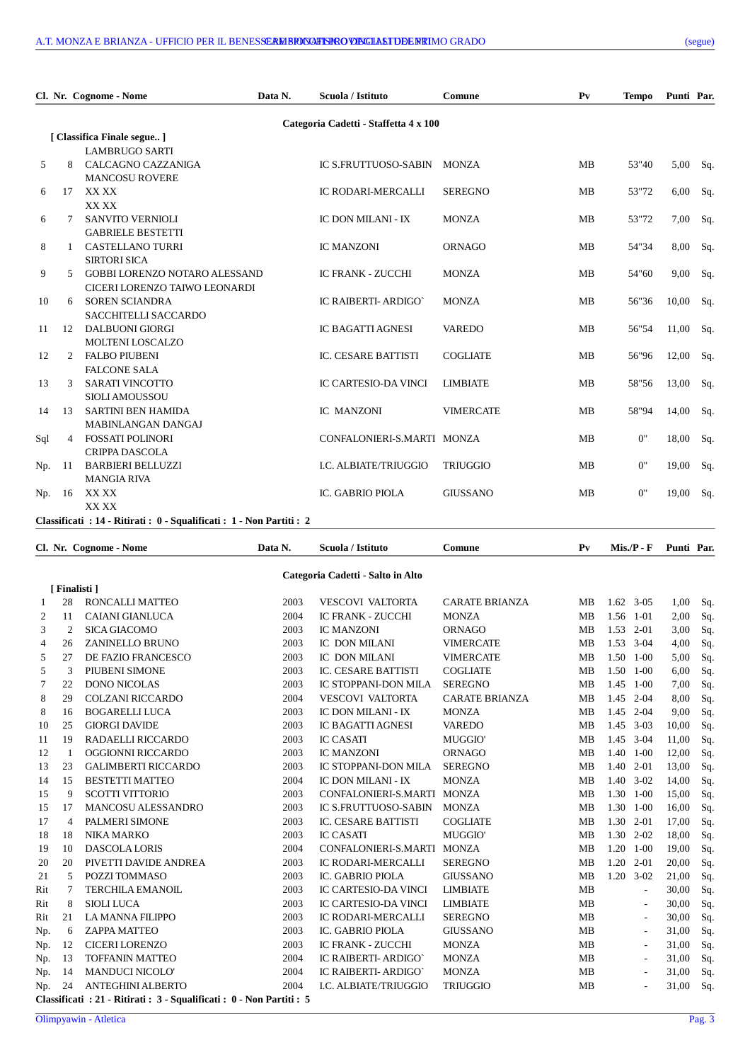| Cl. | Nr. | Cognome - Nome | Data N. | Scuola / Istituto | Comune | Pv | Tempo | Punti | Par. |
|---|---|---|---|---|---|---|---|---|---|

**Categoria Cadetti - Staffetta 4 x 100**

**[ Classifica Finale segue.. ]**

| Cl. | Nr. | Cognome - Nome | Data N. | Scuola / Istituto | Comune | Pv | Tempo | Punti | Par. |
|---|---|---|---|---|---|---|---|---|---|
| | | LAMBRUGO SARTI | | | | | | | |
| 5 | 8 | CALCAGNO CAZZANIGA MANCOSU ROVERE | | IC S.FRUTTUOSO-SABIN | MONZA | MB | 53"40 | 5,00 | Sq. |
| 6 | 17 | XX XX XX XX | | IC RODARI-MERCALLI | SEREGNO | MB | 53"72 | 6,00 | Sq. |
| 6 | 7 | SANVITO VERNIOLI GABRIELE BESTETTI | | IC DON MILANI - IX | MONZA | MB | 53"72 | 7,00 | Sq. |
| 8 | 1 | CASTELLANO TURRI SIRTORI SICA | | IC MANZONI | ORNAGO | MB | 54"34 | 8,00 | Sq. |
| 9 | 5 | GOBBI LORENZO NOTARO ALESSAND CICERI LORENZO TAIWO LEONARDI | | IC FRANK - ZUCCHI | MONZA | MB | 54"60 | 9,00 | Sq. |
| 10 | 6 | SOREN SCIANDRA SACCHITELLI SACCARDO | | IC RAIBERTI- ARDIGO` | MONZA | MB | 56"36 | 10,00 | Sq. |
| 11 | 12 | DALBUONI GIORGI MOLTENI LOSCALZO | | IC BAGATTI AGNESI | VAREDO | MB | 56"54 | 11,00 | Sq. |
| 12 | 2 | FALBO PIUBENI FALCONE SALA | | IC. CESARE BATTISTI | COGLIATE | MB | 56"96 | 12,00 | Sq. |
| 13 | 3 | SARATI VINCOTTO SIOLI AMOUSSOU | | IC CARTESIO-DA VINCI | LIMBIATE | MB | 58"56 | 13,00 | Sq. |
| 14 | 13 | SARTINI BEN HAMIDA MABINLANGAN DANGAJ | | IC MANZONI | VIMERCATE | MB | 58"94 | 14,00 | Sq. |
| Sql | 4 | FOSSATI POLINORI CRIPPA DASCOLA | | CONFALONIERI-S.MARTI | MONZA | MB | 0" | 18,00 | Sq. |
| Np. | 11 | BARBIERI BELLUZZI MANGIA RIVA | | I.C. ALBIATE/TRIUGGIO | TRIUGGIO | MB | 0" | 19,00 | Sq. |
| Np. | 16 | XX XX XX XX | | IC. GABRIO PIOLA | GIUSSANO | MB | 0" | 19,00 | Sq. |

**Classificati : 14 - Ritirati : 0 - Squalificati : 1 - Non Partiti : 2**

**Categoria Cadetti - Salto in Alto**

**[ Finalisti ]**

| Cl. | Nr. | Cognome - Nome | Data N. | Scuola / Istituto | Comune | Pv | Mis./P - F | Punti | Par. |
|---|---|---|---|---|---|---|---|---|---|
| 1 | 28 | RONCALLI MATTEO | 2003 | VESCOVI VALTORTA | CARATE BRIANZA | MB | 1.62 3-05 | 1,00 | Sq. |
| 2 | 11 | CAIANI GIANLUCA | 2004 | IC FRANK - ZUCCHI | MONZA | MB | 1.56 1-01 | 2,00 | Sq. |
| 3 | 2 | SICA GIACOMO | 2003 | IC MANZONI | ORNAGO | MB | 1.53 2-01 | 3,00 | Sq. |
| 4 | 26 | ZANINELLO BRUNO | 2003 | IC DON MILANI | VIMERCATE | MB | 1.53 3-04 | 4,00 | Sq. |
| 5 | 27 | DE FAZIO FRANCESCO | 2003 | IC DON MILANI | VIMERCATE | MB | 1.50 1-00 | 5,00 | Sq. |
| 5 | 3 | PIUBENI SIMONE | 2003 | IC. CESARE BATTISTI | COGLIATE | MB | 1.50 1-00 | 6,00 | Sq. |
| 7 | 22 | DONO NICOLAS | 2003 | IC STOPPANI-DON MILA | SEREGNO | MB | 1.45 1-00 | 7,00 | Sq. |
| 8 | 29 | COLZANI RICCARDO | 2004 | VESCOVI VALTORTA | CARATE BRIANZA | MB | 1.45 2-04 | 8,00 | Sq. |
| 8 | 16 | BOGARELLI LUCA | 2003 | IC DON MILANI - IX | MONZA | MB | 1.45 2-04 | 9,00 | Sq. |
| 10 | 25 | GIORGI DAVIDE | 2003 | IC BAGATTI AGNESI | VAREDO | MB | 1.45 3-03 | 10,00 | Sq. |
| 11 | 19 | RADAELLI RICCARDO | 2003 | IC CASATI | MUGGIO' | MB | 1.45 3-04 | 11,00 | Sq. |
| 12 | 1 | OGGIONNI RICCARDO | 2003 | IC MANZONI | ORNAGO | MB | 1.40 1-00 | 12,00 | Sq. |
| 13 | 23 | GALIMBERTI RICCARDO | 2003 | IC STOPPANI-DON MILA | SEREGNO | MB | 1.40 2-01 | 13,00 | Sq. |
| 14 | 15 | BESTETTI MATTEO | 2004 | IC DON MILANI - IX | MONZA | MB | 1.40 3-02 | 14,00 | Sq. |
| 15 | 9 | SCOTTI VITTORIO | 2003 | CONFALONIERI-S.MARTI | MONZA | MB | 1.30 1-00 | 15,00 | Sq. |
| 15 | 17 | MANCOSU ALESSANDRO | 2003 | IC S.FRUTTUOSO-SABIN | MONZA | MB | 1.30 1-00 | 16,00 | Sq. |
| 17 | 4 | PALMERI SIMONE | 2003 | IC. CESARE BATTISTI | COGLIATE | MB | 1.30 2-01 | 17,00 | Sq. |
| 18 | 18 | NIKA MARKO | 2003 | IC CASATI | MUGGIO' | MB | 1.30 2-02 | 18,00 | Sq. |
| 19 | 10 | DASCOLA LORIS | 2004 | CONFALONIERI-S.MARTI | MONZA | MB | 1.20 1-00 | 19,00 | Sq. |
| 20 | 20 | PIVETTI DAVIDE ANDREA | 2003 | IC RODARI-MERCALLI | SEREGNO | MB | 1.20 2-01 | 20,00 | Sq. |
| 21 | 5 | POZZI TOMMASO | 2003 | IC. GABRIO PIOLA | GIUSSANO | MB | 1.20 3-02 | 21,00 | Sq. |
| Rit | 7 | TERCHILA EMANOIL | 2003 | IC CARTESIO-DA VINCI | LIMBIATE | MB | - | 30,00 | Sq. |
| Rit | 8 | SIOLI LUCA | 2003 | IC CARTESIO-DA VINCI | LIMBIATE | MB | - | 30,00 | Sq. |
| Rit | 21 | LA MANNA FILIPPO | 2003 | IC RODARI-MERCALLI | SEREGNO | MB | - | 30,00 | Sq. |
| Np. | 6 | ZAPPA MATTEO | 2003 | IC. GABRIO PIOLA | GIUSSANO | MB | - | 31,00 | Sq. |
| Np. | 12 | CICERI LORENZO | 2003 | IC FRANK - ZUCCHI | MONZA | MB | - | 31,00 | Sq. |
| Np. | 13 | TOFFANIN MATTEO | 2004 | IC RAIBERTI- ARDIGO` | MONZA | MB | - | 31,00 | Sq. |
| Np. | 14 | MANDUCI NICOLO' | 2004 | IC RAIBERTI- ARDIGO` | MONZA | MB | - | 31,00 | Sq. |
| Np. | 24 | ANTEGHINI ALBERTO | 2004 | I.C. ALBIATE/TRIUGGIO | TRIUGGIO | MB | - | 31,00 | Sq. |

**Classificati : 21 - Ritirati : 3 - Squalificati : 0 - Non Partiti : 5**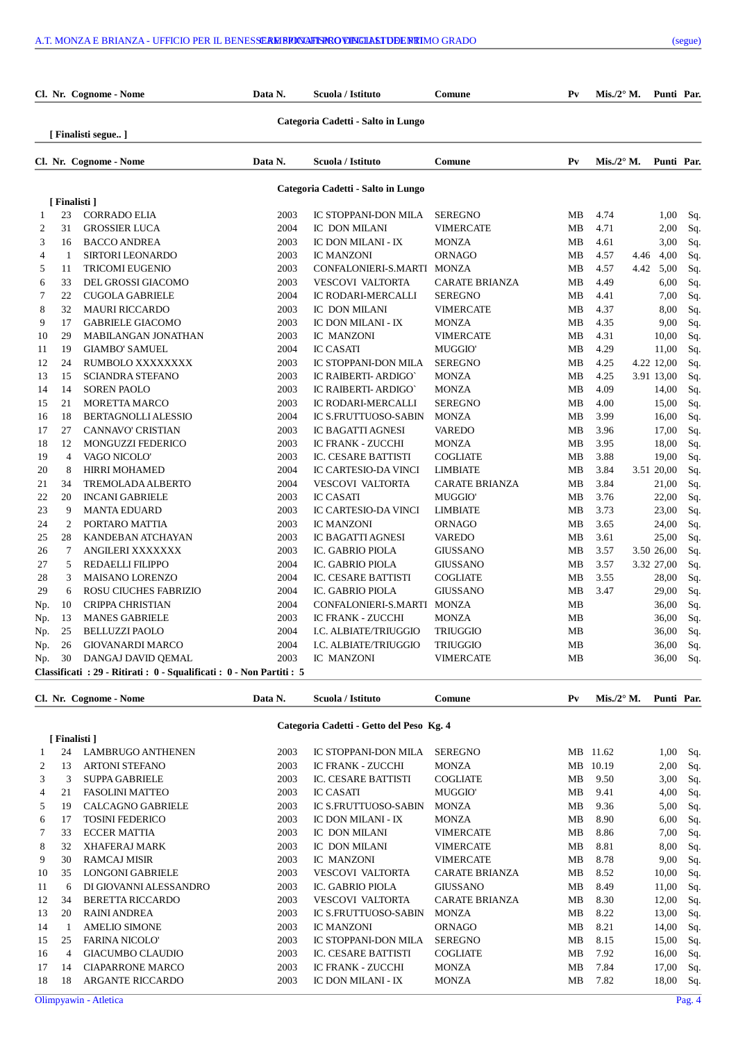| Cl. | Nr. | Cognome - Nome | Data N. | Scuola / Istituto | Comune | Pv | Mis./2° M. | | Punti | Par. |
|---|---|---|---|---|---|---|---|---|---|---|

**Categoria Cadetti - Salto in Lungo**

[ Finalisti segue.. ]

**Categoria Cadetti - Salto in Lungo**

[ Finalisti ]

| Cl. | Nr. | Cognome - Nome | Data N. | Scuola / Istituto | Comune | Pv | Mis. | 2° M. | Punti | Par. |
|---|---|---|---|---|---|---|---|---|---|---|
| 1 | 23 | CORRADO ELIA | 2003 | IC STOPPANI-DON MILA | SEREGNO | MB | 4.74 | | 1,00 | Sq. |
| 2 | 31 | GROSSIER LUCA | 2004 | IC DON MILANI | VIMERCATE | MB | 4.71 | | 2,00 | Sq. |
| 3 | 16 | BACCO ANDREA | 2003 | IC DON MILANI - IX | MONZA | MB | 4.61 | | 3,00 | Sq. |
| 4 | 1 | SIRTORI LEONARDO | 2003 | IC MANZONI | ORNAGO | MB | 4.57 | 4.46 | 4,00 | Sq. |
| 5 | 11 | TRICOMI EUGENIO | 2003 | CONFALONIERI-S.MARTI | MONZA | MB | 4.57 | 4.42 | 5,00 | Sq. |
| 6 | 33 | DEL GROSSI GIACOMO | 2003 | VESCOVI VALTORTA | CARATE BRIANZA | MB | 4.49 | | 6,00 | Sq. |
| 7 | 22 | CUGOLA GABRIELE | 2004 | IC RODARI-MERCALLI | SEREGNO | MB | 4.41 | | 7,00 | Sq. |
| 8 | 32 | MAURI RICCARDO | 2003 | IC DON MILANI | VIMERCATE | MB | 4.37 | | 8,00 | Sq. |
| 9 | 17 | GABRIELE GIACOMO | 2003 | IC DON MILANI - IX | MONZA | MB | 4.35 | | 9,00 | Sq. |
| 10 | 29 | MABILANGAN JONATHAN | 2003 | IC MANZONI | VIMERCATE | MB | 4.31 | | 10,00 | Sq. |
| 11 | 19 | GIAMBO' SAMUEL | 2004 | IC CASATI | MUGGIO' | MB | 4.29 | | 11,00 | Sq. |
| 12 | 24 | RUMBOLO XXXXXXXX | 2003 | IC STOPPANI-DON MILA | SEREGNO | MB | 4.25 | 4.22 | 12,00 | Sq. |
| 13 | 15 | SCIANDRA STEFANO | 2003 | IC RAIBERTI- ARDIGO` | MONZA | MB | 4.25 | 3.91 | 13,00 | Sq. |
| 14 | 14 | SOREN PAOLO | 2003 | IC RAIBERTI- ARDIGO` | MONZA | MB | 4.09 | | 14,00 | Sq. |
| 15 | 21 | MORETTA MARCO | 2003 | IC RODARI-MERCALLI | SEREGNO | MB | 4.00 | | 15,00 | Sq. |
| 16 | 18 | BERTAGNOLLI ALESSIO | 2004 | IC S.FRUTTUOSO-SABIN | MONZA | MB | 3.99 | | 16,00 | Sq. |
| 17 | 27 | CANNAVO' CRISTIAN | 2003 | IC BAGATTI AGNESI | VAREDO | MB | 3.96 | | 17,00 | Sq. |
| 18 | 12 | MONGUZZI FEDERICO | 2003 | IC FRANK - ZUCCHI | MONZA | MB | 3.95 | | 18,00 | Sq. |
| 19 | 4 | VAGO NICOLO' | 2003 | IC. CESARE BATTISTI | COGLIATE | MB | 3.88 | | 19,00 | Sq. |
| 20 | 8 | HIRRI MOHAMED | 2004 | IC CARTESIO-DA VINCI | LIMBIATE | MB | 3.84 | 3.51 | 20,00 | Sq. |
| 21 | 34 | TREMOLADA ALBERTO | 2004 | VESCOVI VALTORTA | CARATE BRIANZA | MB | 3.84 | | 21,00 | Sq. |
| 22 | 20 | INCANI GABRIELE | 2003 | IC CASATI | MUGGIO' | MB | 3.76 | | 22,00 | Sq. |
| 23 | 9 | MANTA EDUARD | 2003 | IC CARTESIO-DA VINCI | LIMBIATE | MB | 3.73 | | 23,00 | Sq. |
| 24 | 2 | PORTARO MATTIA | 2003 | IC MANZONI | ORNAGO | MB | 3.65 | | 24,00 | Sq. |
| 25 | 28 | KANDEBAN ATCHAYAN | 2003 | IC BAGATTI AGNESI | VAREDO | MB | 3.61 | | 25,00 | Sq. |
| 26 | 7 | ANGILERI XXXXXXX | 2003 | IC. GABRIO PIOLA | GIUSSANO | MB | 3.57 | 3.50 | 26,00 | Sq. |
| 27 | 5 | REDAELLI FILIPPO | 2004 | IC. GABRIO PIOLA | GIUSSANO | MB | 3.57 | 3.32 | 27,00 | Sq. |
| 28 | 3 | MAISANO LORENZO | 2004 | IC. CESARE BATTISTI | COGLIATE | MB | 3.55 | | 28,00 | Sq. |
| 29 | 6 | ROSU CIUCHES FABRIZIO | 2004 | IC. GABRIO PIOLA | GIUSSANO | MB | 3.47 | | 29,00 | Sq. |
| Np. | 10 | CRIPPA CHRISTIAN | 2004 | CONFALONIERI-S.MARTI | MONZA | MB | | | 36,00 | Sq. |
| Np. | 13 | MANES GABRIELE | 2003 | IC FRANK - ZUCCHI | MONZA | MB | | | 36,00 | Sq. |
| Np. | 25 | BELLUZZI PAOLO | 2004 | I.C. ALBIATE/TRIUGGIO | TRIUGGIO | MB | | | 36,00 | Sq. |
| Np. | 26 | GIOVANARDI MARCO | 2004 | I.C. ALBIATE/TRIUGGIO | TRIUGGIO | MB | | | 36,00 | Sq. |
| Np. | 30 | DANGAJ DAVID QEMAL | 2003 | IC MANZONI | VIMERCATE | MB | | | 36,00 | Sq. |

**Classificati : 29 - Ritirati : 0 - Squalificati : 0 - Non Partiti : 5**

**Categoria Cadetti - Getto del Peso Kg. 4**

[ Finalisti ]

| Cl. | Nr. | Cognome - Nome | Data N. | Scuola / Istituto | Comune | Pv | Mis. | 2° M. | Punti | Par. |
|---|---|---|---|---|---|---|---|---|---|---|
| 1 | 24 | LAMBRUGO ANTHENEN | 2003 | IC STOPPANI-DON MILA | SEREGNO | MB | 11.62 | | 1,00 | Sq. |
| 2 | 13 | ARTONI STEFANO | 2003 | IC FRANK - ZUCCHI | MONZA | MB | 10.19 | | 2,00 | Sq. |
| 3 | 3 | SUPPA GABRIELE | 2003 | IC. CESARE BATTISTI | COGLIATE | MB | 9.50 | | 3,00 | Sq. |
| 4 | 21 | FASOLINI MATTEO | 2003 | IC CASATI | MUGGIO' | MB | 9.41 | | 4,00 | Sq. |
| 5 | 19 | CALCAGNO GABRIELE | 2003 | IC S.FRUTTUOSO-SABIN | MONZA | MB | 9.36 | | 5,00 | Sq. |
| 6 | 17 | TOSINI FEDERICO | 2003 | IC DON MILANI - IX | MONZA | MB | 8.90 | | 6,00 | Sq. |
| 7 | 33 | ECCER MATTIA | 2003 | IC DON MILANI | VIMERCATE | MB | 8.86 | | 7,00 | Sq. |
| 8 | 32 | XHAFERAJ MARK | 2003 | IC DON MILANI | VIMERCATE | MB | 8.81 | | 8,00 | Sq. |
| 9 | 30 | RAMCAJ MISIR | 2003 | IC MANZONI | VIMERCATE | MB | 8.78 | | 9,00 | Sq. |
| 10 | 35 | LONGONI GABRIELE | 2003 | VESCOVI VALTORTA | CARATE BRIANZA | MB | 8.52 | | 10,00 | Sq. |
| 11 | 6 | DI GIOVANNI ALESSANDRO | 2003 | IC. GABRIO PIOLA | GIUSSANO | MB | 8.49 | | 11,00 | Sq. |
| 12 | 34 | BERETTA RICCARDO | 2003 | VESCOVI VALTORTA | CARATE BRIANZA | MB | 8.30 | | 12,00 | Sq. |
| 13 | 20 | RAINI ANDREA | 2003 | IC S.FRUTTUOSO-SABIN | MONZA | MB | 8.22 | | 13,00 | Sq. |
| 14 | 1 | AMELIO SIMONE | 2003 | IC MANZONI | ORNAGO | MB | 8.21 | | 14,00 | Sq. |
| 15 | 25 | FARINA NICOLO' | 2003 | IC STOPPANI-DON MILA | SEREGNO | MB | 8.15 | | 15,00 | Sq. |
| 16 | 4 | GIACUMBO CLAUDIO | 2003 | IC. CESARE BATTISTI | COGLIATE | MB | 7.92 | | 16,00 | Sq. |
| 17 | 14 | CIAPARRONE MARCO | 2003 | IC FRANK - ZUCCHI | MONZA | MB | 7.84 | | 17,00 | Sq. |
| 18 | 18 | ARGANTE RICCARDO | 2003 | IC DON MILANI - IX | MONZA | MB | 7.82 | | 18,00 | Sq. |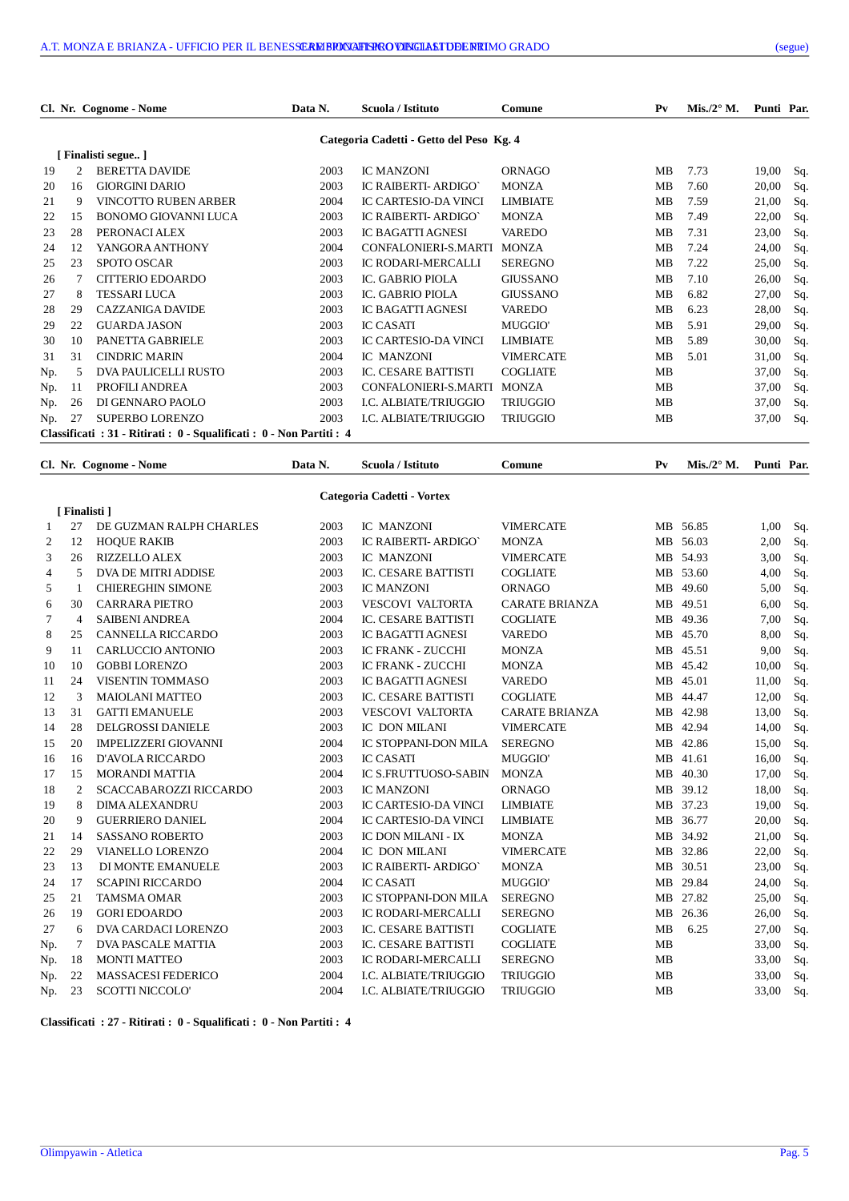| Cl. | Nr. | Cognome - Nome | Data N. | Scuola / Istituto | Comune | Pv | Mis./2° M. | Punti | Par. |
|---|---|---|---|---|---|---|---|---|---|

**Categoria Cadetti - Getto del Peso Kg. 4**

[ Finalisti segue.. ]

| Cl. | Nr. | Cognome - Nome | Data N. | Scuola / Istituto | Comune | Pv | Mis./2° M. | Punti | Par. |
|---|---|---|---|---|---|---|---|---|---|
| 19 | 2 | BERETTA DAVIDE | 2003 | IC MANZONI | ORNAGO | MB | 7.73 | 19,00 | Sq. |
| 20 | 16 | GIORGINI DARIO | 2003 | IC RAIBERTI- ARDIGO` | MONZA | MB | 7.60 | 20,00 | Sq. |
| 21 | 9 | VINCOTTO RUBEN ARBER | 2004 | IC CARTESIO-DA VINCI | LIMBIATE | MB | 7.59 | 21,00 | Sq. |
| 22 | 15 | BONOMO GIOVANNI LUCA | 2003 | IC RAIBERTI- ARDIGO` | MONZA | MB | 7.49 | 22,00 | Sq. |
| 23 | 28 | PERONACI ALEX | 2003 | IC BAGATTI AGNESI | VAREDO | MB | 7.31 | 23,00 | Sq. |
| 24 | 12 | YANGORA ANTHONY | 2004 | CONFALONIERI-S.MARTI | MONZA | MB | 7.24 | 24,00 | Sq. |
| 25 | 23 | SPOTO OSCAR | 2003 | IC RODARI-MERCALLI | SEREGNO | MB | 7.22 | 25,00 | Sq. |
| 26 | 7 | CITTERIO EDOARDO | 2003 | IC. GABRIO PIOLA | GIUSSANO | MB | 7.10 | 26,00 | Sq. |
| 27 | 8 | TESSARI LUCA | 2003 | IC. GABRIO PIOLA | GIUSSANO | MB | 6.82 | 27,00 | Sq. |
| 28 | 29 | CAZZANIGA DAVIDE | 2003 | IC BAGATTI AGNESI | VAREDO | MB | 6.23 | 28,00 | Sq. |
| 29 | 22 | GUARDA JASON | 2003 | IC CASATI | MUGGIO' | MB | 5.91 | 29,00 | Sq. |
| 30 | 10 | PANETTA GABRIELE | 2003 | IC CARTESIO-DA VINCI | LIMBIATE | MB | 5.89 | 30,00 | Sq. |
| 31 | 31 | CINDRIC MARIN | 2004 | IC MANZONI | VIMERCATE | MB | 5.01 | 31,00 | Sq. |
| Np. | 5 | DVA PAULICELLI RUSTO | 2003 | IC. CESARE BATTISTI | COGLIATE | MB | | 37,00 | Sq. |
| Np. | 11 | PROFILI ANDREA | 2003 | CONFALONIERI-S.MARTI | MONZA | MB | | 37,00 | Sq. |
| Np. | 26 | DI GENNARO PAOLO | 2003 | I.C. ALBIATE/TRIUGGIO | TRIUGGIO | MB | | 37,00 | Sq. |
| Np. | 27 | SUPERBO LORENZO | 2003 | I.C. ALBIATE/TRIUGGIO | TRIUGGIO | MB | | 37,00 | Sq. |

**Classificati : 31 - Ritirati : 0 - Squalificati : 0 - Non Partiti : 4**

**Categoria Cadetti - Vortex**

[ Finalisti ]

| Cl. | Nr. | Cognome - Nome | Data N. | Scuola / Istituto | Comune | Pv | Mis./2° M. | Punti | Par. |
|---|---|---|---|---|---|---|---|---|---|
| 1 | 27 | DE GUZMAN RALPH CHARLES | 2003 | IC MANZONI | VIMERCATE | MB | 56.85 | 1,00 | Sq. |
| 2 | 12 | HOQUE RAKIB | 2003 | IC RAIBERTI- ARDIGO` | MONZA | MB | 56.03 | 2,00 | Sq. |
| 3 | 26 | RIZZELLO ALEX | 2003 | IC MANZONI | VIMERCATE | MB | 54.93 | 3,00 | Sq. |
| 4 | 5 | DVA DE MITRI ADDISE | 2003 | IC. CESARE BATTISTI | COGLIATE | MB | 53.60 | 4,00 | Sq. |
| 5 | 1 | CHIEREGHIN SIMONE | 2003 | IC MANZONI | ORNAGO | MB | 49.60 | 5,00 | Sq. |
| 6 | 30 | CARRARA PIETRO | 2003 | VESCOVI VALTORTA | CARATE BRIANZA | MB | 49.51 | 6,00 | Sq. |
| 7 | 4 | SAIBENI ANDREA | 2004 | IC. CESARE BATTISTI | COGLIATE | MB | 49.36 | 7,00 | Sq. |
| 8 | 25 | CANNELLA RICCARDO | 2003 | IC BAGATTI AGNESI | VAREDO | MB | 45.70 | 8,00 | Sq. |
| 9 | 11 | CARLUCCIO ANTONIO | 2003 | IC FRANK - ZUCCHI | MONZA | MB | 45.51 | 9,00 | Sq. |
| 10 | 10 | GOBBI LORENZO | 2003 | IC FRANK - ZUCCHI | MONZA | MB | 45.42 | 10,00 | Sq. |
| 11 | 24 | VISENTIN TOMMASO | 2003 | IC BAGATTI AGNESI | VAREDO | MB | 45.01 | 11,00 | Sq. |
| 12 | 3 | MAIOLANI MATTEO | 2003 | IC. CESARE BATTISTI | COGLIATE | MB | 44.47 | 12,00 | Sq. |
| 13 | 31 | GATTI EMANUELE | 2003 | VESCOVI VALTORTA | CARATE BRIANZA | MB | 42.98 | 13,00 | Sq. |
| 14 | 28 | DELGROSSI DANIELE | 2003 | IC DON MILANI | VIMERCATE | MB | 42.94 | 14,00 | Sq. |
| 15 | 20 | IMPELIZZERI GIOVANNI | 2004 | IC STOPPANI-DON MILA | SEREGNO | MB | 42.86 | 15,00 | Sq. |
| 16 | 16 | D'AVOLA RICCARDO | 2003 | IC CASATI | MUGGIO' | MB | 41.61 | 16,00 | Sq. |
| 17 | 15 | MORANDI MATTIA | 2004 | IC S.FRUTTUOSO-SABIN | MONZA | MB | 40.30 | 17,00 | Sq. |
| 18 | 2 | SCACCABAROZZI RICCARDO | 2003 | IC MANZONI | ORNAGO | MB | 39.12 | 18,00 | Sq. |
| 19 | 8 | DIMA ALEXANDRU | 2003 | IC CARTESIO-DA VINCI | LIMBIATE | MB | 37.23 | 19,00 | Sq. |
| 20 | 9 | GUERRIERO DANIEL | 2004 | IC CARTESIO-DA VINCI | LIMBIATE | MB | 36.77 | 20,00 | Sq. |
| 21 | 14 | SASSANO ROBERTO | 2003 | IC DON MILANI - IX | MONZA | MB | 34.92 | 21,00 | Sq. |
| 22 | 29 | VIANELLO LORENZO | 2004 | IC DON MILANI | VIMERCATE | MB | 32.86 | 22,00 | Sq. |
| 23 | 13 | DI MONTE EMANUELE | 2003 | IC RAIBERTI- ARDIGO` | MONZA | MB | 30.51 | 23,00 | Sq. |
| 24 | 17 | SCAPINI RICCARDO | 2004 | IC CASATI | MUGGIO' | MB | 29.84 | 24,00 | Sq. |
| 25 | 21 | TAMSMA OMAR | 2003 | IC STOPPANI-DON MILA | SEREGNO | MB | 27.82 | 25,00 | Sq. |
| 26 | 19 | GORI EDOARDO | 2003 | IC RODARI-MERCALLI | SEREGNO | MB | 26.36 | 26,00 | Sq. |
| 27 | 6 | DVA CARDACI LORENZO | 2003 | IC. CESARE BATTISTI | COGLIATE | MB | 6.25 | 27,00 | Sq. |
| Np. | 7 | DVA PASCALE MATTIA | 2003 | IC. CESARE BATTISTI | COGLIATE | MB | | 33,00 | Sq. |
| Np. | 18 | MONTI MATTEO | 2003 | IC RODARI-MERCALLI | SEREGNO | MB | | 33,00 | Sq. |
| Np. | 22 | MASSACESI FEDERICO | 2004 | I.C. ALBIATE/TRIUGGIO | TRIUGGIO | MB | | 33,00 | Sq. |
| Np. | 23 | SCOTTI NICCOLO' | 2004 | I.C. ALBIATE/TRIUGGIO | TRIUGGIO | MB | | 33,00 | Sq. |

**Classificati : 27 - Ritirati : 0 - Squalificati : 0 - Non Partiti : 4**